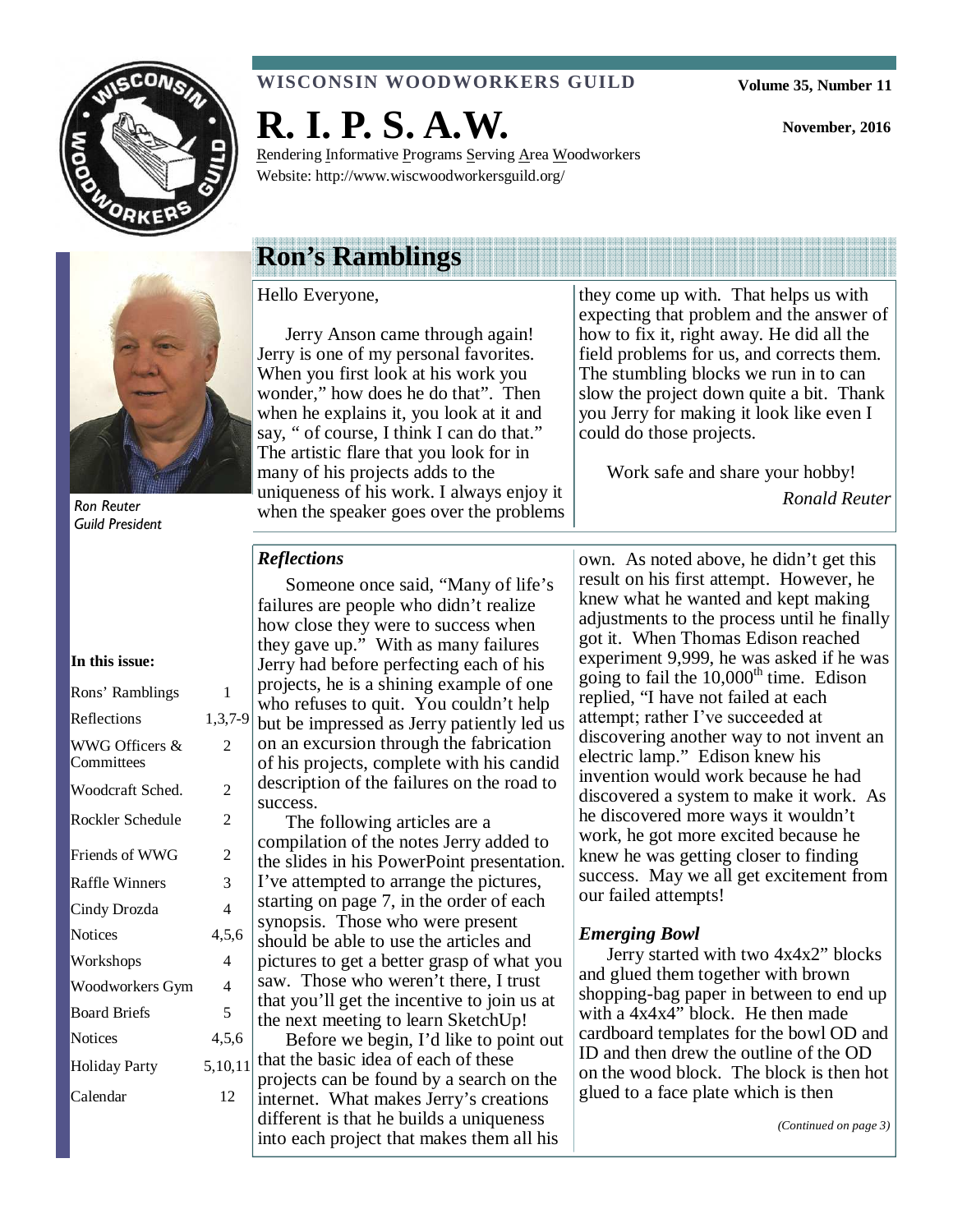**WISCONSIN WOODWORKERS GUILD**

Volume 35, Number 11

November, 2016

# R. I. P. S. A.W.

Rendering Informative Programs Serving Area Woodworkers

Website: http://www.wiscwoodworkersguild.org/

*Ron Reuter*
*Guild President*

**In this issue:**

| | |
|---|---|
| Rons' Ramblings | 1 |
| Reflections | 1,3,7-9 |
| WWG Officers & Committees | 2 |
| Woodcraft Sched. | 2 |
| Rockler Schedule | 2 |
| Friends of WWG | 2 |
| Raffle Winners | 3 |
| Cindy Drozda | 4 |
| Notices | 4,5,6 |
| Workshops | 4 |
| Woodworkers Gym | 4 |
| Board Briefs | 5 |
| Notices | 4,5,6 |
| Holiday Party | 5,10,11 |
| Calendar | 12 |

## Ron's Ramblings

Hello Everyone,

Jerry Anson came through again! Jerry is one of my personal favorites. When you first look at his work you wonder," how does he do that". Then when he explains it, you look at it and say, " of course, I think I can do that." The artistic flare that you look for in many of his projects adds to the uniqueness of his work. I always enjoy it when the speaker goes over the problems they come up with. That helps us with expecting that problem and the answer of how to fix it, right away. He did all the field problems for us, and corrects them. The stumbling blocks we run in to can slow the project down quite a bit. Thank you Jerry for making it look like even I could do those projects.

Work safe and share your hobby!

*Ronald Reuter*

### *Reflections*

Someone once said, "Many of life's failures are people who didn't realize how close they were to success when they gave up." With as many failures Jerry had before perfecting each of his projects, he is a shining example of one who refuses to quit. You couldn't help but be impressed as Jerry patiently led us on an excursion through the fabrication of his projects, complete with his candid description of the failures on the road to success.

The following articles are a compilation of the notes Jerry added to the slides in his PowerPoint presentation. I've attempted to arrange the pictures, starting on page 7, in the order of each synopsis. Those who were present should be able to use the articles and pictures to get a better grasp of what you saw. Those who weren't there, I trust that you'll get the incentive to join us at the next meeting to learn SketchUp!

Before we begin, I'd like to point out that the basic idea of each of these projects can be found by a search on the internet. What makes Jerry's creations different is that he builds a uniqueness into each project that makes them all his own. As noted above, he didn't get this result on his first attempt. However, he knew what he wanted and kept making adjustments to the process until he finally got it. When Thomas Edison reached experiment 9,999, he was asked if he was going to fail the 10,000$^{th}$ time. Edison replied, "I have not failed at each attempt; rather I've succeeded at discovering another way to not invent an electric lamp." Edison knew his invention would work because he had discovered a system to make it work. As he discovered more ways it wouldn't work, he got more excited because he knew he was getting closer to finding success. May we all get excitement from our failed attempts!

### *Emerging Bowl*

Jerry started with two 4x4x2" blocks and glued them together with brown shopping-bag paper in between to end up with a 4x4x4" block. He then made cardboard templates for the bowl OD and ID and then drew the outline of the OD on the wood block. The block is then hot glued to a face plate which is then

*(Continued on page 3)*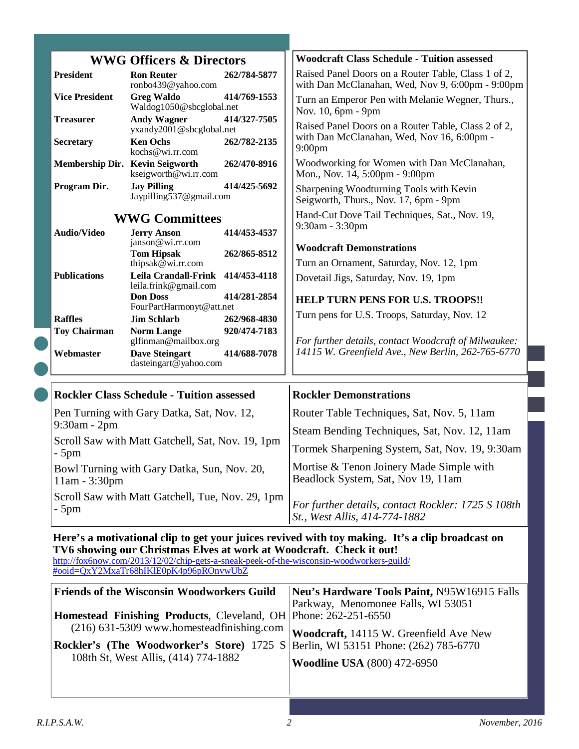## WWG Officers & Directors

| Position | Name | Phone |
|---|---|---|
| **President** | **Ron Reuter** ronbo439@yahoo.com | **262/784-5877** |
| **Vice President** | **Greg Waldo** Waldog1050@sbcglobal.net | **414/769-1553** |
| **Treasurer** | **Andy Wagner** yxandy2001@sbcglobal.net | **414/327-7505** |
| **Secretary** | **Ken Ochs** kochs@wi.rr.com | **262/782-2135** |
| **Membership Dir.** | **Kevin Seigworth** kseigworth@wi.rr.com | **262/470-8916** |
| **Program Dir.** | **Jay Pilling** Jaypilling537@gmail.com | **414/425-5692** |

## WWG Committees

| Committee | Name | Phone |
|---|---|---|
| **Audio/Video** | **Jerry Anson** janson@wi.rr.com | **414/453-4537** |
| | **Tom Hipsak** thipsak@wi.rr.com | **262/865-8512** |
| **Publications** | **Leila Crandall-Frink** leila.frink@gmail.com | **414/453-4118** |
| | **Don Doss** FourPartHarmonyt@att.net | **414/281-2854** |
| **Raffles** | **Jim Schlarb** | **262/968-4830** |
| **Toy Chairman** | **Norm Lange** glfinman@mailbox.org | **920/474-7183** |
| **Webmaster** | **Dave Steingart** dasteingart@yahoo.com | **414/688-7078** |

**Woodcraft Class Schedule - Tuition assessed**

Raised Panel Doors on a Router Table, Class 1 of 2, with Dan McClanahan, Wed, Nov 9, 6:00pm - 9:00pm

Turn an Emperor Pen with Melanie Wegner, Thurs., Nov. 10, 6pm - 9pm

Raised Panel Doors on a Router Table, Class 2 of 2, with Dan McClanahan, Wed, Nov 16, 6:00pm - 9:00pm

Woodworking for Women with Dan McClanahan, Mon., Nov. 14, 5:00pm - 9:00pm

Sharpening Woodturning Tools with Kevin Seigworth, Thurs., Nov. 17, 6pm - 9pm

Hand-Cut Dove Tail Techniques, Sat., Nov. 19, 9:30am - 3:30pm

**Woodcraft Demonstrations**

Turn an Ornament, Saturday, Nov. 12, 1pm

Dovetail Jigs, Saturday, Nov. 19, 1pm

**HELP TURN PENS FOR U.S. TROOPS!!**

Turn pens for U.S. Troops, Saturday, Nov. 12

*For further details, contact Woodcraft of Milwaukee: 14115 W. Greenfield Ave., New Berlin, 262-765-6770*

**Rockler Class Schedule - Tuition assessed**

Pen Turning with Gary Datka, Sat, Nov. 12, 9:30am - 2pm

Scroll Saw with Matt Gatchell, Sat, Nov. 19, 1pm - 5pm

Bowl Turning with Gary Datka, Sun, Nov. 20, 11am - 3:30pm

Scroll Saw with Matt Gatchell, Tue, Nov. 29, 1pm - 5pm

**Rockler Demonstrations**

Router Table Techniques, Sat, Nov. 5, 11am

Steam Bending Techniques, Sat, Nov. 12, 11am

Tormek Sharpening System, Sat, Nov. 19, 9:30am

Mortise & Tenon Joinery Made Simple with Beadlock System, Sat, Nov 19, 11am

*For further details, contact Rockler: 1725 S 108th St., West Allis, 414-774-1882*

**Here's a motivational clip to get your juices revived with toy making. It's a clip broadcast on TV6 showing our Christmas Elves at work at Woodcraft. Check it out!**
http://fox6now.com/2013/12/02/chip-gets-a-sneak-peek-of-the-wisconsin-woodworkers-guild/#ooid=QxY2MxaTr68hIKlE0pK4p96pROnvwUbZ

**Friends of the Wisconsin Woodworkers Guild**

**Homestead Finishing Products**, Cleveland, OH (216) 631-5309 www.homesteadfinishing.com

**Rockler's (The Woodworker's Store)** 1725 S 108th St, West Allis, (414) 774-1882

**Neu's Hardware Tools Paint,** N95W16915 Falls Parkway, Menomonee Falls, WI 53051 Phone: 262-251-6550

**Woodcraft,** 14115 W. Greenfield Ave New Berlin, WI 53151 Phone: (262) 785-6770

**Woodline USA** (800) 472-6950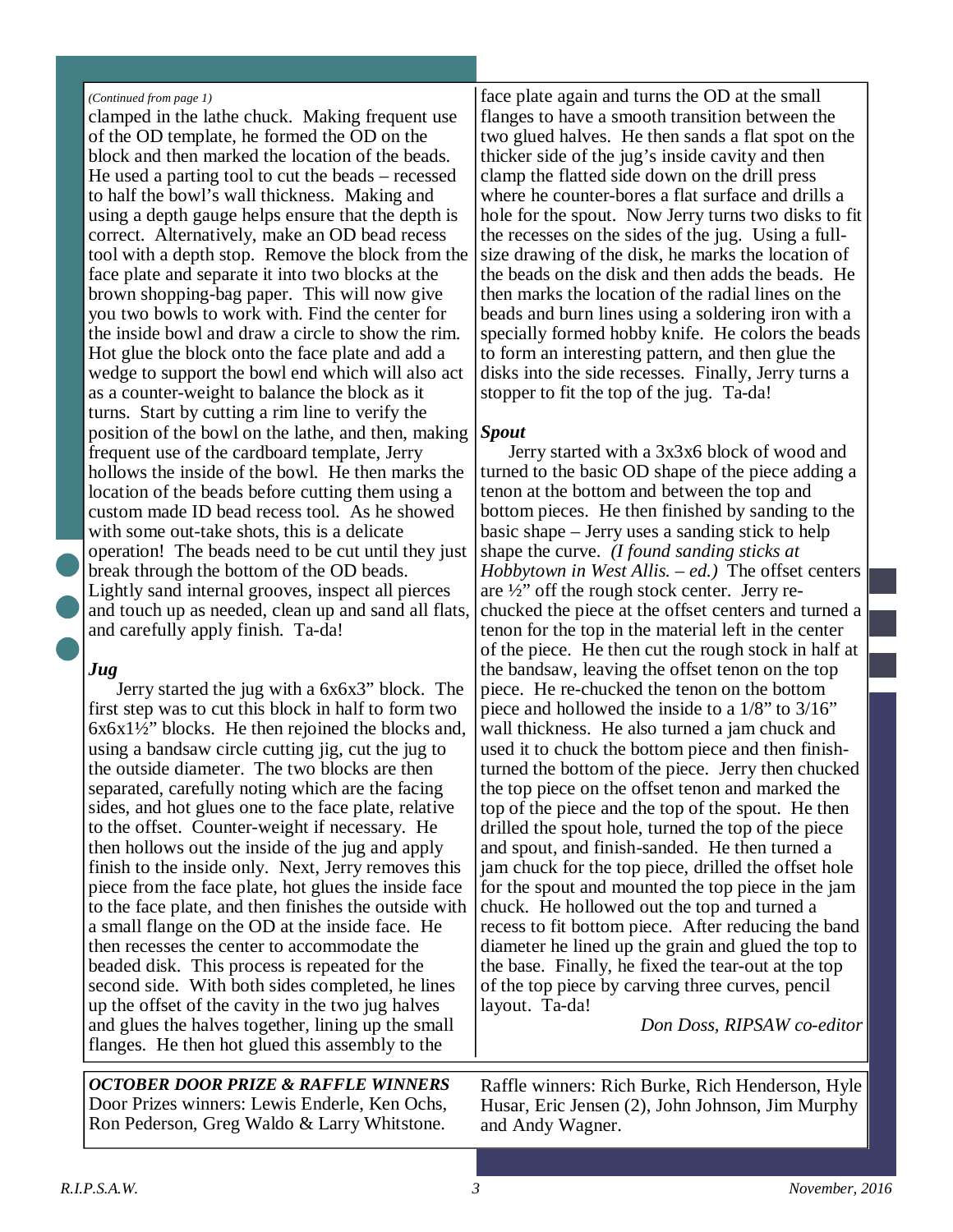*(Continued from page 1)*

clamped in the lathe chuck. Making frequent use of the OD template, he formed the OD on the block and then marked the location of the beads. He used a parting tool to cut the beads – recessed to half the bowl's wall thickness. Making and using a depth gauge helps ensure that the depth is correct. Alternatively, make an OD bead recess tool with a depth stop. Remove the block from the face plate and separate it into two blocks at the brown shopping-bag paper. This will now give you two bowls to work with. Find the center for the inside bowl and draw a circle to show the rim. Hot glue the block onto the face plate and add a wedge to support the bowl end which will also act as a counter-weight to balance the block as it turns. Start by cutting a rim line to verify the position of the bowl on the lathe, and then, making frequent use of the cardboard template, Jerry hollows the inside of the bowl. He then marks the location of the beads before cutting them using a custom made ID bead recess tool. As he showed with some out-take shots, this is a delicate operation! The beads need to be cut until they just break through the bottom of the OD beads. Lightly sand internal grooves, inspect all pierces and touch up as needed, clean up and sand all flats, and carefully apply finish. Ta-da!

***Jug***

Jerry started the jug with a 6x6x3" block. The first step was to cut this block in half to form two 6x6x1½" blocks. He then rejoined the blocks and, using a bandsaw circle cutting jig, cut the jug to the outside diameter. The two blocks are then separated, carefully noting which are the facing sides, and hot glues one to the face plate, relative to the offset. Counter-weight if necessary. He then hollows out the inside of the jug and apply finish to the inside only. Next, Jerry removes this piece from the face plate, hot glues the inside face to the face plate, and then finishes the outside with a small flange on the OD at the inside face. He then recesses the center to accommodate the beaded disk. This process is repeated for the second side. With both sides completed, he lines up the offset of the cavity in the two jug halves and glues the halves together, lining up the small flanges. He then hot glued this assembly to the face plate again and turns the OD at the small flanges to have a smooth transition between the two glued halves. He then sands a flat spot on the thicker side of the jug's inside cavity and then clamp the flatted side down on the drill press where he counter-bores a flat surface and drills a hole for the spout. Now Jerry turns two disks to fit the recesses on the sides of the jug. Using a full-size drawing of the disk, he marks the location of the beads on the disk and then adds the beads. He then marks the location of the radial lines on the beads and burn lines using a soldering iron with a specially formed hobby knife. He colors the beads to form an interesting pattern, and then glue the disks into the side recesses. Finally, Jerry turns a stopper to fit the top of the jug. Ta-da!

***Spout***

Jerry started with a 3x3x6 block of wood and turned to the basic OD shape of the piece adding a tenon at the bottom and between the top and bottom pieces. He then finished by sanding to the basic shape – Jerry uses a sanding stick to help shape the curve. *(I found sanding sticks at Hobbytown in West Allis. – ed.)* The offset centers are ½" off the rough stock center. Jerry re-chucked the piece at the offset centers and turned a tenon for the top in the material left in the center of the piece. He then cut the rough stock in half at the bandsaw, leaving the offset tenon on the top piece. He re-chucked the tenon on the bottom piece and hollowed the inside to a 1/8" to 3/16" wall thickness. He also turned a jam chuck and used it to chuck the bottom piece and then finish-turned the bottom of the piece. Jerry then chucked the top piece on the offset tenon and marked the top of the piece and the top of the spout. He then drilled the spout hole, turned the top of the piece and spout, and finish-sanded. He then turned a jam chuck for the top piece, drilled the offset hole for the spout and mounted the top piece in the jam chuck. He hollowed out the top and turned a recess to fit bottom piece. After reducing the band diameter he lined up the grain and glued the top to the base. Finally, he fixed the tear-out at the top of the top piece by carving three curves, pencil layout. Ta-da!

*Don Doss, RIPSAW co-editor*

***OCTOBER DOOR PRIZE & RAFFLE WINNERS***

Door Prizes winners: Lewis Enderle, Ken Ochs, Ron Pederson, Greg Waldo & Larry Whitstone.

Raffle winners: Rich Burke, Rich Henderson, Hyle Husar, Eric Jensen (2), John Johnson, Jim Murphy and Andy Wagner.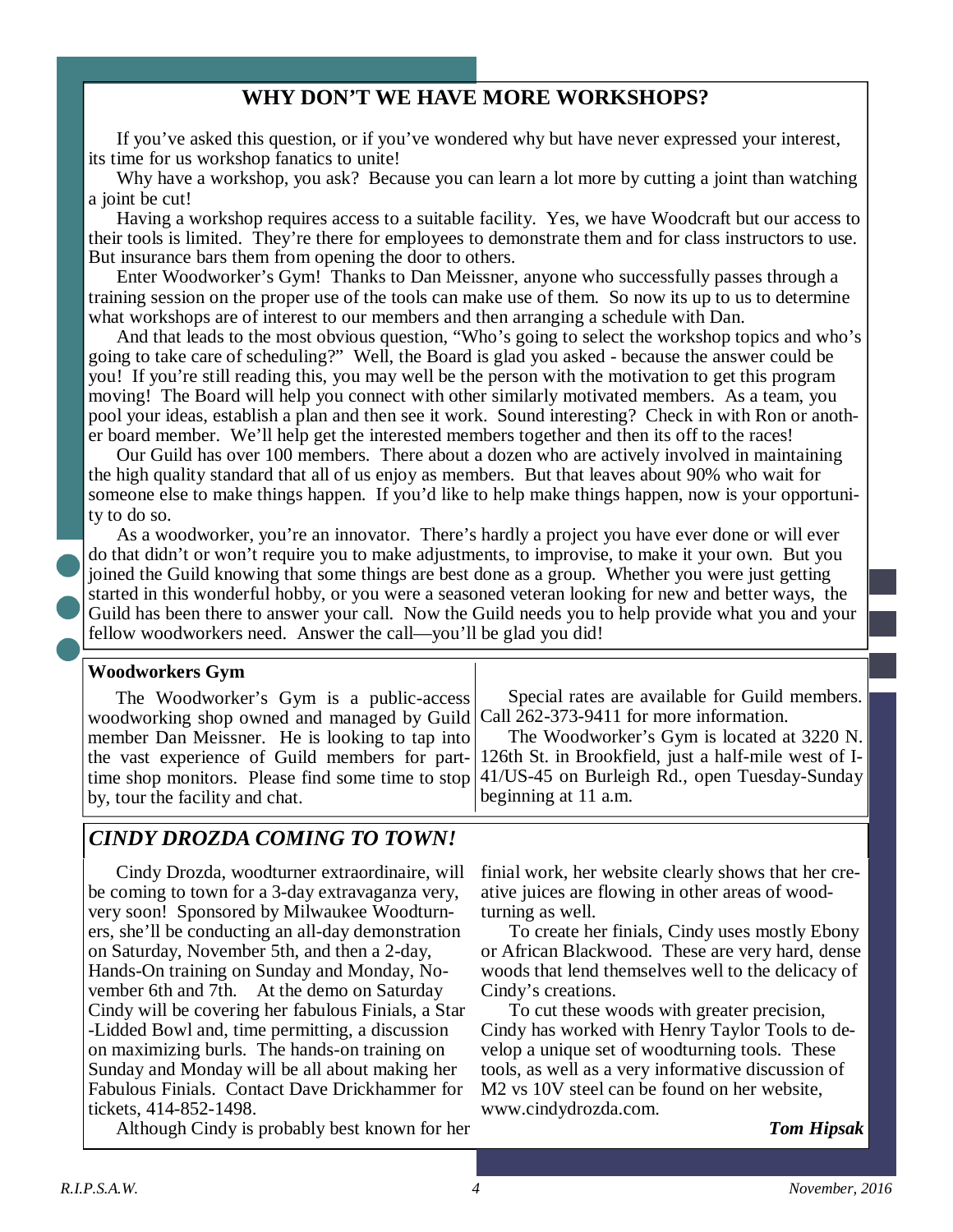## WHY DON'T WE HAVE MORE WORKSHOPS?

If you've asked this question, or if you've wondered why but have never expressed your interest, its time for us workshop fanatics to unite!

Why have a workshop, you ask? Because you can learn a lot more by cutting a joint than watching a joint be cut!

Having a workshop requires access to a suitable facility. Yes, we have Woodcraft but our access to their tools is limited. They're there for employees to demonstrate them and for class instructors to use. But insurance bars them from opening the door to others.

Enter Woodworker's Gym! Thanks to Dan Meissner, anyone who successfully passes through a training session on the proper use of the tools can make use of them. So now its up to us to determine what workshops are of interest to our members and then arranging a schedule with Dan.

And that leads to the most obvious question, "Who's going to select the workshop topics and who's going to take care of scheduling?" Well, the Board is glad you asked - because the answer could be you! If you're still reading this, you may well be the person with the motivation to get this program moving! The Board will help you connect with other similarly motivated members. As a team, you pool your ideas, establish a plan and then see it work. Sound interesting? Check in with Ron or another board member. We'll help get the interested members together and then its off to the races!

Our Guild has over 100 members. There about a dozen who are actively involved in maintaining the high quality standard that all of us enjoy as members. But that leaves about 90% who wait for someone else to make things happen. If you'd like to help make things happen, now is your opportunity to do so.

As a woodworker, you're an innovator. There's hardly a project you have ever done or will ever do that didn't or won't require you to make adjustments, to improvise, to make it your own. But you joined the Guild knowing that some things are best done as a group. Whether you were just getting started in this wonderful hobby, or you were a seasoned veteran looking for new and better ways, the Guild has been there to answer your call. Now the Guild needs you to help provide what you and your fellow woodworkers need. Answer the call—you'll be glad you did!

**Woodworkers Gym**

The Woodworker's Gym is a public-access woodworking shop owned and managed by Guild member Dan Meissner. He is looking to tap into the vast experience of Guild members for part-time shop monitors. Please find some time to stop by, tour the facility and chat.

Special rates are available for Guild members. Call 262-373-9411 for more information.

The Woodworker's Gym is located at 3220 N. 126th St. in Brookfield, just a half-mile west of I-41/US-45 on Burleigh Rd., open Tuesday-Sunday beginning at 11 a.m.

## *CINDY DROZDA COMING TO TOWN!*

Cindy Drozda, woodturner extraordinaire, will be coming to town for a 3-day extravaganza very, very soon! Sponsored by Milwaukee Woodturners, she'll be conducting an all-day demonstration on Saturday, November 5th, and then a 2-day, Hands-On training on Sunday and Monday, November 6th and 7th. At the demo on Saturday Cindy will be covering her fabulous Finials, a Star-Lidded Bowl and, time permitting, a discussion on maximizing burls. The hands-on training on Sunday and Monday will be all about making her Fabulous Finials. Contact Dave Drickhammer for tickets, 414-852-1498.

Although Cindy is probably best known for her finial work, her website clearly shows that her creative juices are flowing in other areas of woodturning as well.

To create her finials, Cindy uses mostly Ebony or African Blackwood. These are very hard, dense woods that lend themselves well to the delicacy of Cindy's creations.

To cut these woods with greater precision, Cindy has worked with Henry Taylor Tools to develop a unique set of woodturning tools. These tools, as well as a very informative discussion of M2 vs 10V steel can be found on her website, www.cindydrozda.com.

***Tom Hipsak***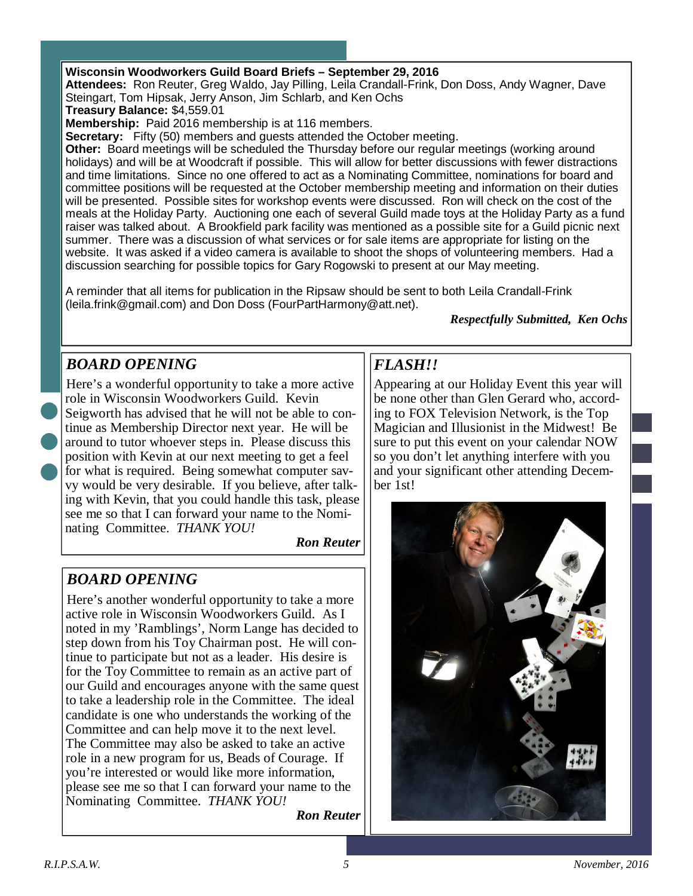**Wisconsin Woodworkers Guild Board Briefs – September 29, 2016**

**Attendees:** Ron Reuter, Greg Waldo, Jay Pilling, Leila Crandall-Frink, Don Doss, Andy Wagner, Dave Steingart, Tom Hipsak, Jerry Anson, Jim Schlarb, and Ken Ochs

**Treasury Balance:** $4,559.01

**Membership:** Paid 2016 membership is at 116 members.

**Secretary:** Fifty (50) members and guests attended the October meeting.

**Other:** Board meetings will be scheduled the Thursday before our regular meetings (working around holidays) and will be at Woodcraft if possible. This will allow for better discussions with fewer distractions and time limitations. Since no one offered to act as a Nominating Committee, nominations for board and committee positions will be requested at the October membership meeting and information on their duties will be presented. Possible sites for workshop events were discussed. Ron will check on the cost of the meals at the Holiday Party. Auctioning one each of several Guild made toys at the Holiday Party as a fund raiser was talked about. A Brookfield park facility was mentioned as a possible site for a Guild picnic next summer. There was a discussion of what services or for sale items are appropriate for listing on the website. It was asked if a video camera is available to shoot the shops of volunteering members. Had a discussion searching for possible topics for Gary Rogowski to present at our May meeting.

A reminder that all items for publication in the Ripsaw should be sent to both Leila Crandall-Frink (leila.frink@gmail.com) and Don Doss (FourPartHarmony@att.net).

***Respectfully Submitted, Ken Ochs***

## *BOARD OPENING*

Here's a wonderful opportunity to take a more active role in Wisconsin Woodworkers Guild. Kevin Seigworth has advised that he will not be able to continue as Membership Director next year. He will be around to tutor whoever steps in. Please discuss this position with Kevin at our next meeting to get a feel for what is required. Being somewhat computer savvy would be very desirable. If you believe, after talking with Kevin, that you could handle this task, please see me so that I can forward your name to the Nominating Committee. *THANK YOU!*

***Ron Reuter***

## *BOARD OPENING*

Here's another wonderful opportunity to take a more active role in Wisconsin Woodworkers Guild. As I noted in my 'Ramblings', Norm Lange has decided to step down from his Toy Chairman post. He will continue to participate but not as a leader. His desire is for the Toy Committee to remain as an active part of our Guild and encourages anyone with the same quest to take a leadership role in the Committee. The ideal candidate is one who understands the working of the Committee and can help move it to the next level. The Committee may also be asked to take an active role in a new program for us, Beads of Courage. If you're interested or would like more information, please see me so that I can forward your name to the Nominating Committee. *THANK YOU!*

***Ron Reuter***

## *FLASH!!*

Appearing at our Holiday Event this year will be none other than Glen Gerard who, according to FOX Television Network, is the Top Magician and Illusionist in the Midwest! Be sure to put this event on your calendar NOW so you don't let anything interfere with you and your significant other attending December 1st!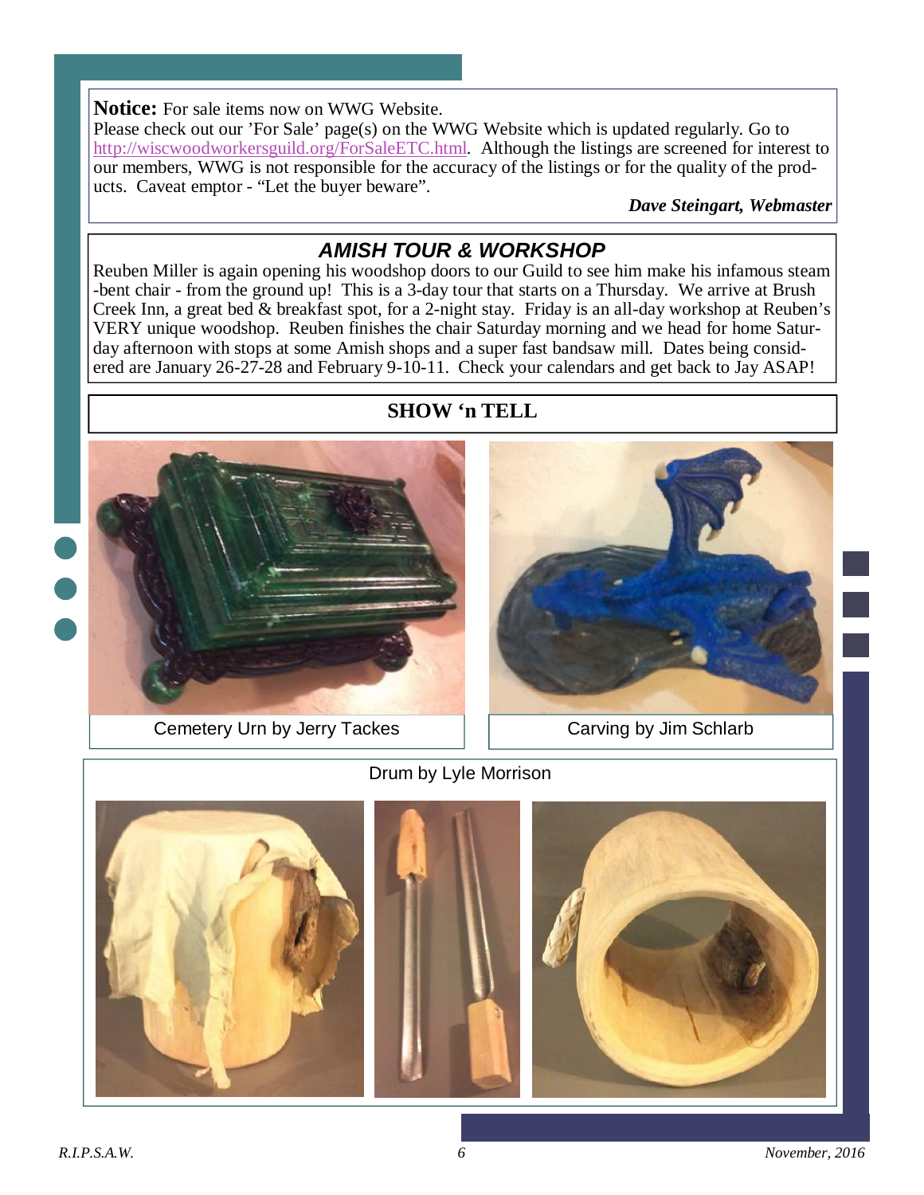**Notice:** For sale items now on WWG Website.
Please check out our 'For Sale' page(s) on the WWG Website which is updated regularly. Go to http://wiscwoodworkersguild.org/ForSaleETC.html. Although the listings are screened for interest to our members, WWG is not responsible for the accuracy of the listings or for the quality of the products. Caveat emptor - "Let the buyer beware".

***Dave Steingart, Webmaster***

## *AMISH TOUR & WORKSHOP*

Reuben Miller is again opening his woodshop doors to our Guild to see him make his infamous steam-bent chair - from the ground up! This is a 3-day tour that starts on a Thursday. We arrive at Brush Creek Inn, a great bed & breakfast spot, for a 2-night stay. Friday is an all-day workshop at Reuben's VERY unique woodshop. Reuben finishes the chair Saturday morning and we head for home Saturday afternoon with stops at some Amish shops and a super fast bandsaw mill. Dates being considered are January 26-27-28 and February 9-10-11. Check your calendars and get back to Jay ASAP!

## SHOW 'n TELL

Cemetery Urn by Jerry Tackes

Carving by Jim Schlarb

Drum by Lyle Morrison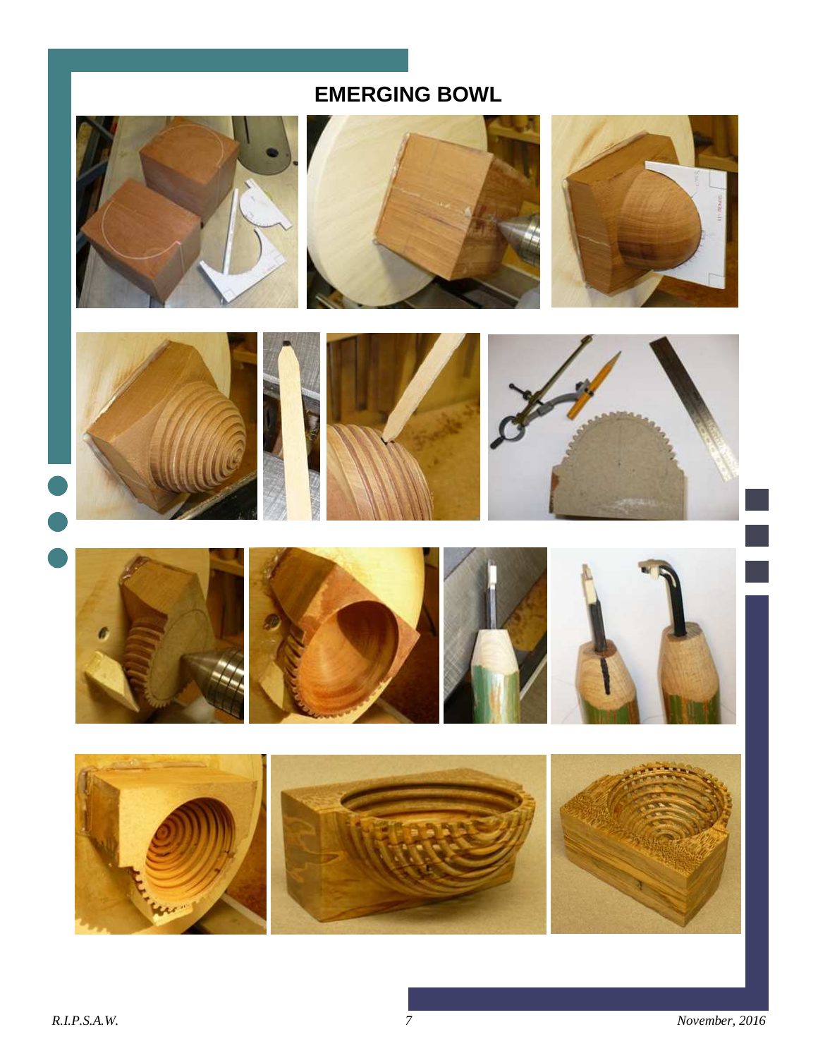# EMERGING BOWL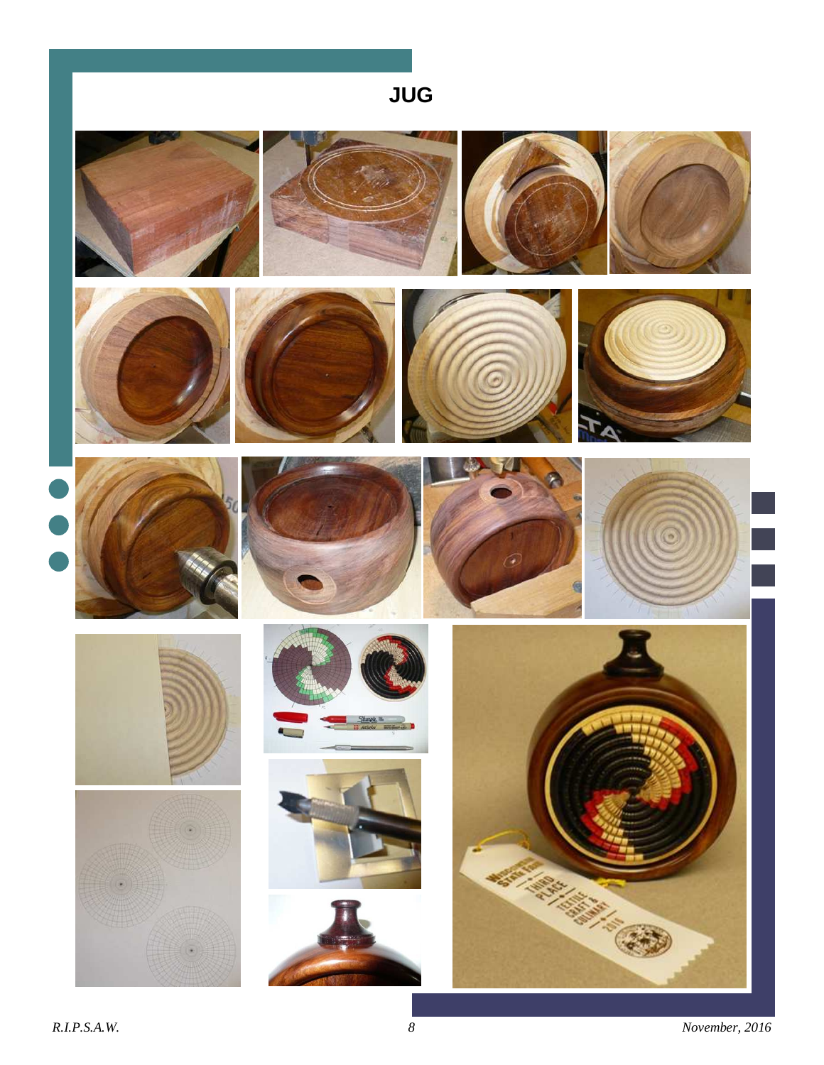# JUG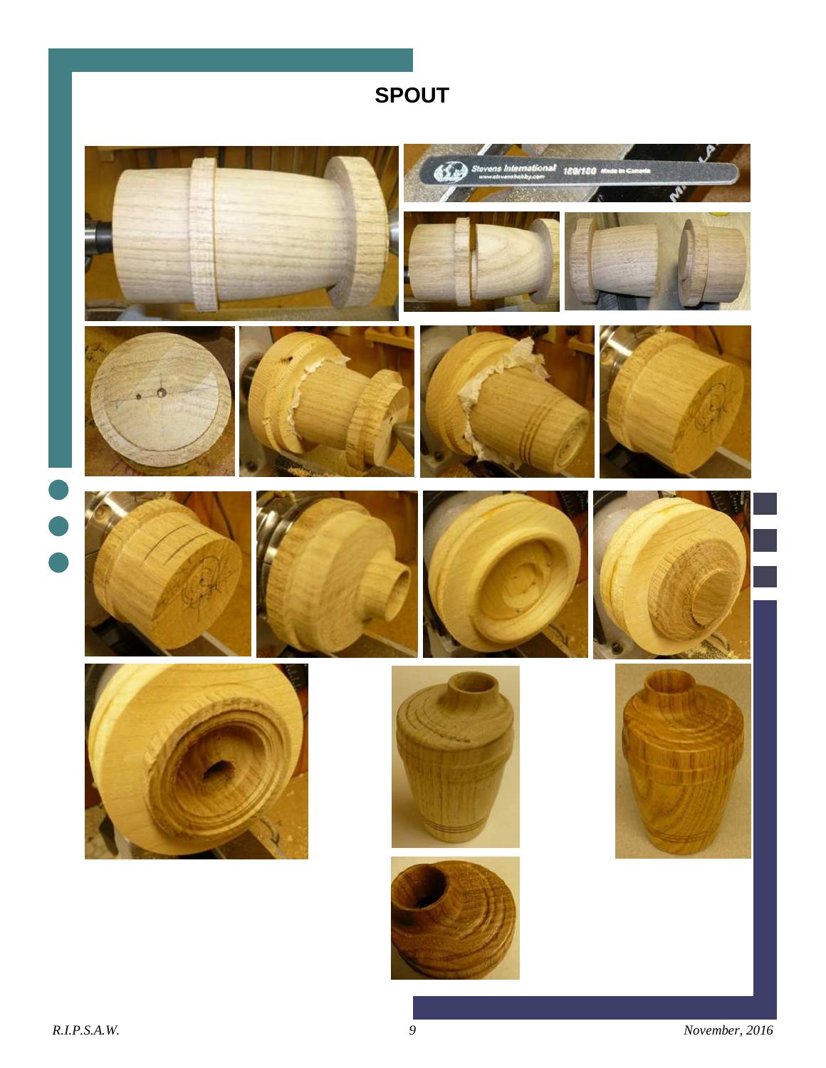# SPOUT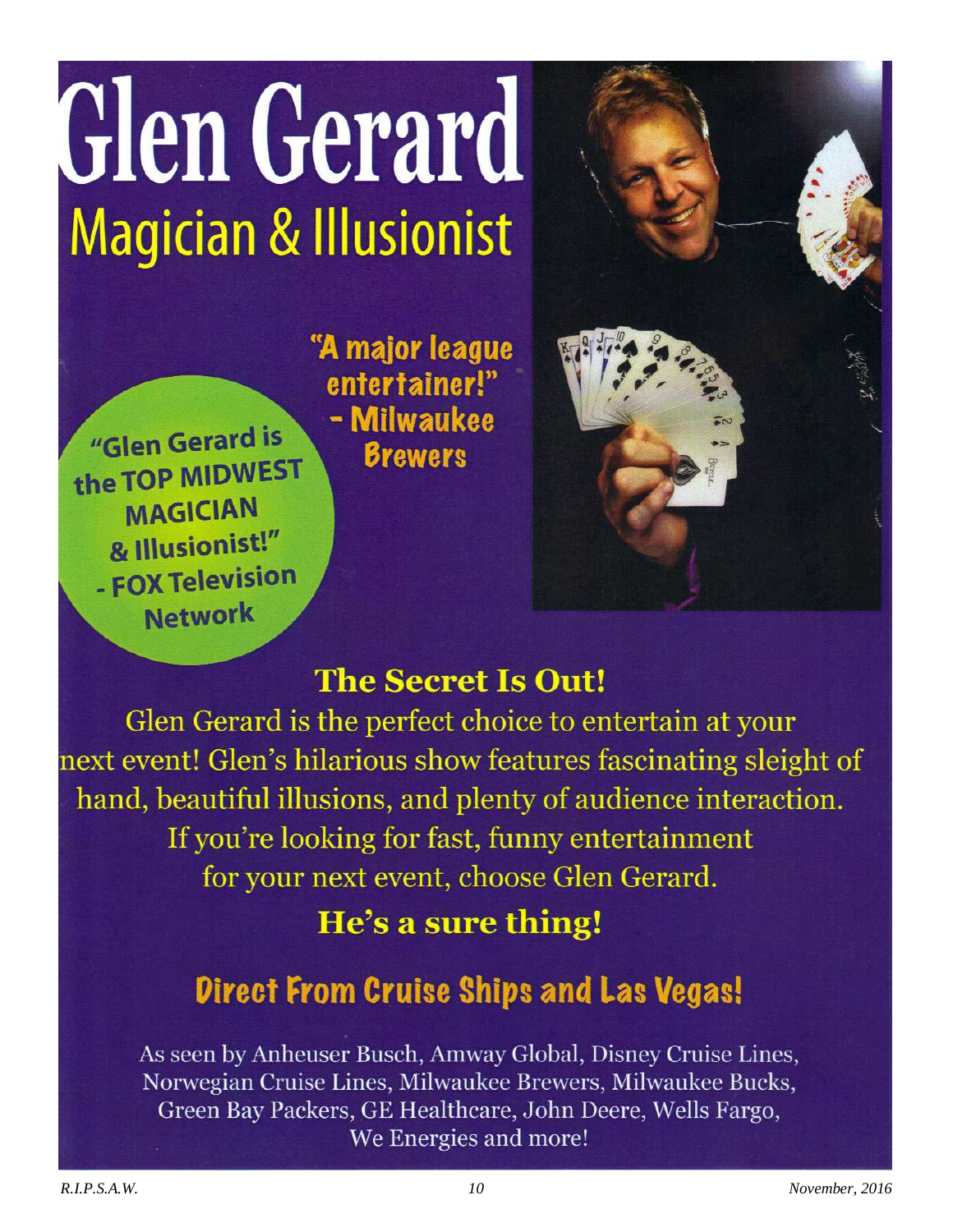# Glen Gerard

## Magician & Illusionist

"Glen Gerard is the TOP MIDWEST MAGICIAN & Illusionist!" - FOX Television Network

"A major league entertainer!" - Milwaukee Brewers

### The Secret Is Out!

Glen Gerard is the perfect choice to entertain at your next event! Glen's hilarious show features fascinating sleight of hand, beautiful illusions, and plenty of audience interaction. If you're looking for fast, funny entertainment for your next event, choose Glen Gerard.

**He's a sure thing!**

### Direct From Cruise Ships and Las Vegas!

As seen by Anheuser Busch, Amway Global, Disney Cruise Lines, Norwegian Cruise Lines, Milwaukee Brewers, Milwaukee Bucks, Green Bay Packers, GE Healthcare, John Deere, Wells Fargo, We Energies and more!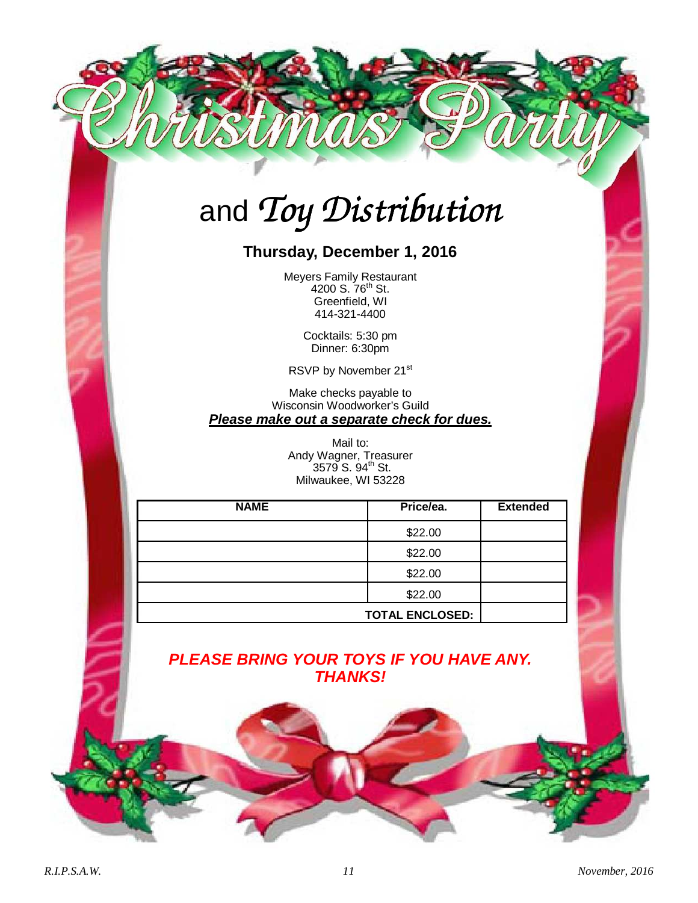# Christmas Party

## and *Toy Distribution*

### Thursday, December 1, 2016

Meyers Family Restaurant
4200 S. 76th St.
Greenfield, WI
414-321-4400

Cocktails: 5:30 pm
Dinner: 6:30pm

RSVP by November 21st

Make checks payable to
Wisconsin Woodworker's Guild
***Please make out a separate check for dues.***

Mail to:
Andy Wagner, Treasurer
3579 S. 94th St.
Milwaukee, WI 53228

| NAME | Price/ea. | Extended |
| --- | --- | --- |
| | $22.00 | |
| | $22.00 | |
| | $22.00 | |
| | $22.00 | |
| | **TOTAL ENCLOSED:** | |

***PLEASE BRING YOUR TOYS IF YOU HAVE ANY. THANKS!***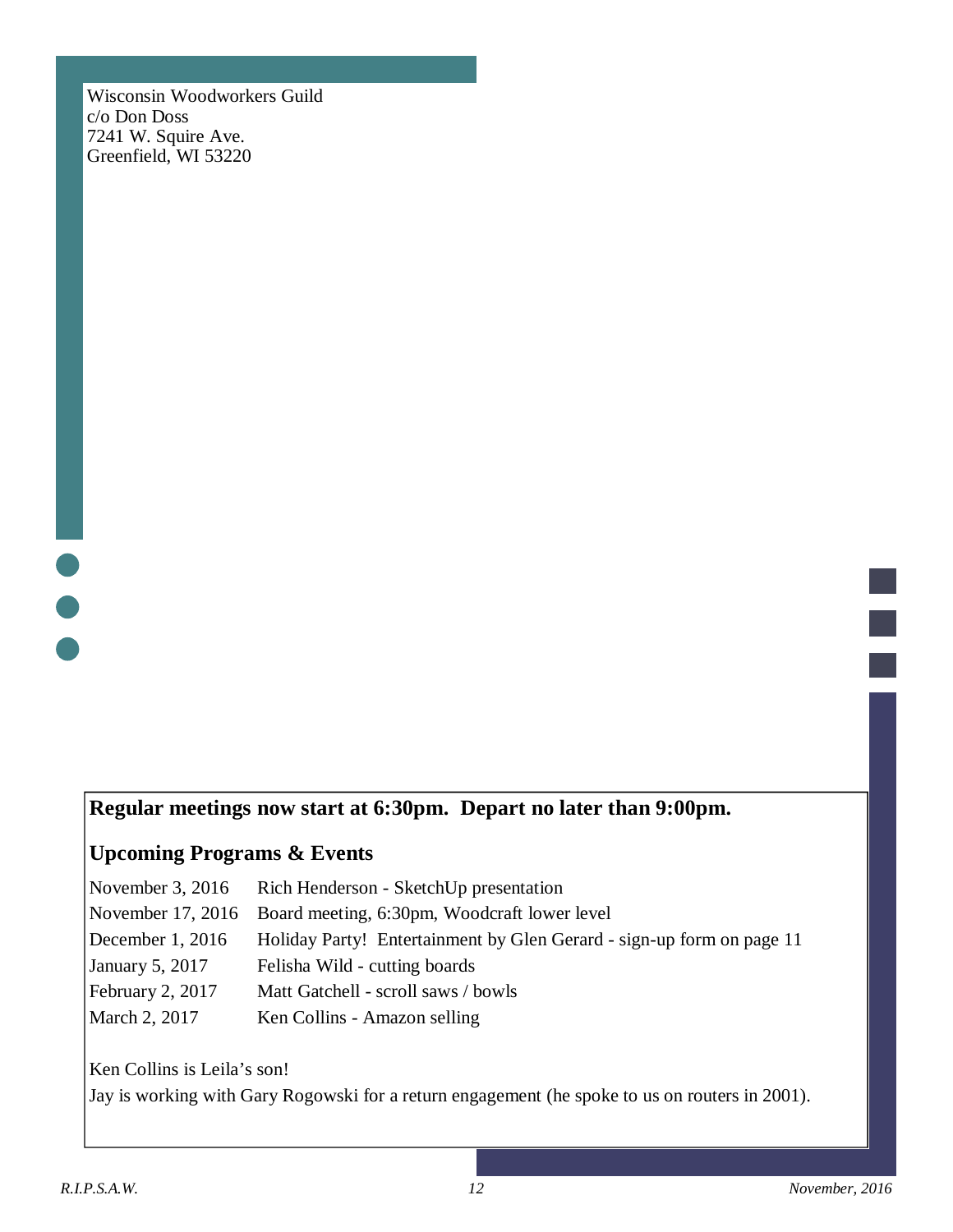Wisconsin Woodworkers Guild
c/o Don Doss
7241 W. Squire Ave.
Greenfield, WI 53220

**Regular meetings now start at 6:30pm. Depart no later than 9:00pm.**

## Upcoming Programs & Events

| | |
|---|---|
| November 3, 2016 | Rich Henderson - SketchUp presentation |
| November 17, 2016 | Board meeting, 6:30pm, Woodcraft lower level |
| December 1, 2016 | Holiday Party! Entertainment by Glen Gerard - sign-up form on page 11 |
| January 5, 2017 | Felisha Wild - cutting boards |
| February 2, 2017 | Matt Gatchell - scroll saws / bowls |
| March 2, 2017 | Ken Collins - Amazon selling |

Ken Collins is Leila's son!

Jay is working with Gary Rogowski for a return engagement (he spoke to us on routers in 2001).